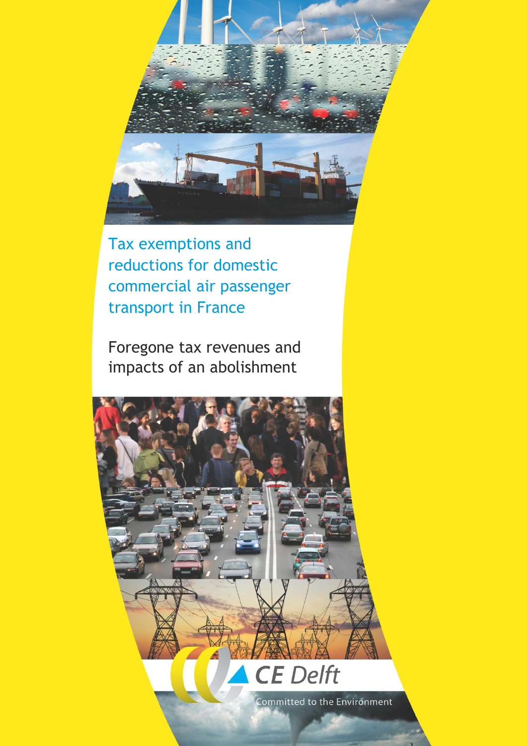# Tax exemptions and reductions for domestic commercial air passenger transport in France

## Foregone tax revenues and impacts of an abolishment

CE Delft

Committed to the Environment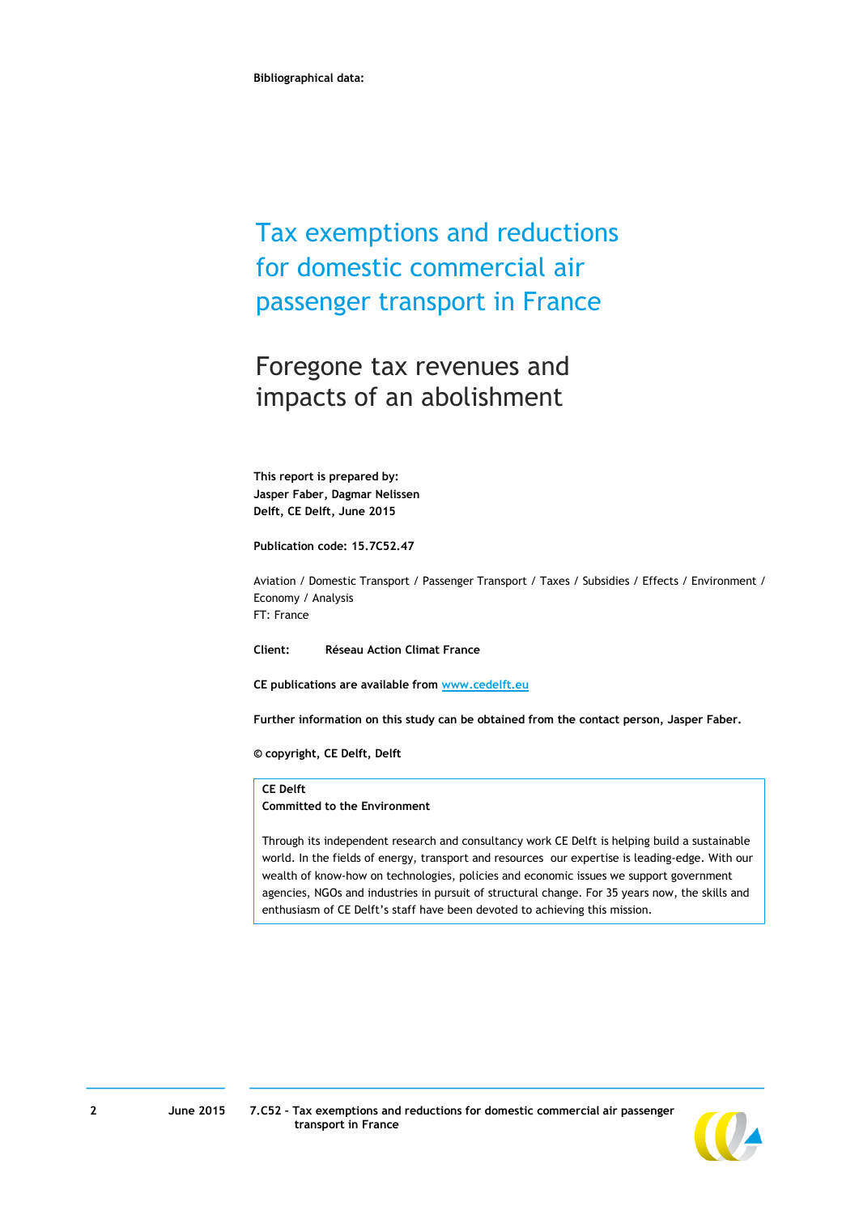**Bibliographical data:**

# Tax exemptions and reductions for domestic commercial air passenger transport in France

## Foregone tax revenues and impacts of an abolishment

**This report is prepared by:**
**Jasper Faber, Dagmar Nelissen**
**Delft, CE Delft, June 2015**

**Publication code: 15.7C52.47**

Aviation / Domestic Transport / Passenger Transport / Taxes / Subsidies / Effects / Environment / Economy / Analysis
FT: France

**Client:** **Réseau Action Climat France**

**CE publications are available from [www.cedelft.eu](http://www.cedelft.eu)**

**Further information on this study can be obtained from the contact person, Jasper Faber.**

**© copyright, CE Delft, Delft**

**CE Delft**
**Committed to the Environment**

Through its independent research and consultancy work CE Delft is helping build a sustainable world. In the fields of energy, transport and resources our expertise is leading-edge. With our wealth of know-how on technologies, policies and economic issues we support government agencies, NGOs and industries in pursuit of structural change. For 35 years now, the skills and enthusiasm of CE Delft's staff have been devoted to achieving this mission.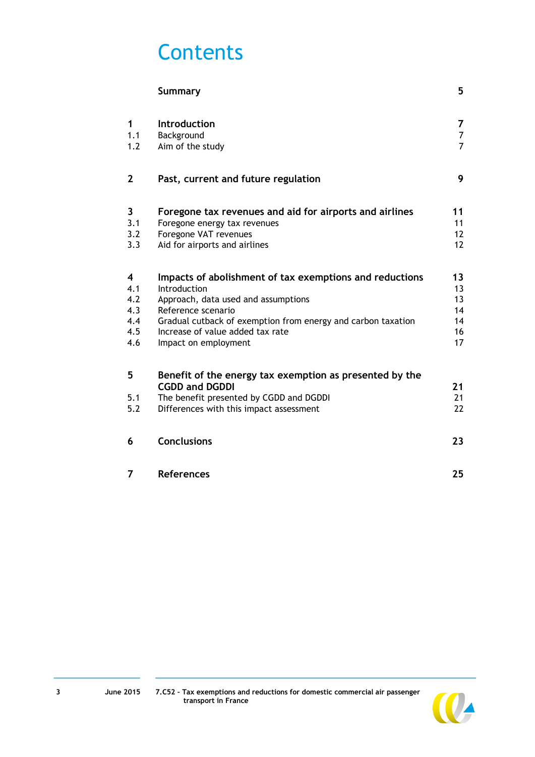# Contents

| | | |
|---|---|---|
| | **Summary** | **5** |
| **1** | **Introduction** | **7** |
| 1.1 | Background | 7 |
| 1.2 | Aim of the study | 7 |
| **2** | **Past, current and future regulation** | **9** |
| **3** | **Foregone tax revenues and aid for airports and airlines** | **11** |
| 3.1 | Foregone energy tax revenues | 11 |
| 3.2 | Foregone VAT revenues | 12 |
| 3.3 | Aid for airports and airlines | 12 |
| **4** | **Impacts of abolishment of tax exemptions and reductions** | **13** |
| 4.1 | Introduction | 13 |
| 4.2 | Approach, data used and assumptions | 13 |
| 4.3 | Reference scenario | 14 |
| 4.4 | Gradual cutback of exemption from energy and carbon taxation | 14 |
| 4.5 | Increase of value added tax rate | 16 |
| 4.6 | Impact on employment | 17 |
| **5** | **Benefit of the energy tax exemption as presented by the CGDD and DGDDI** | **21** |
| 5.1 | The benefit presented by CGDD and DGDDI | 21 |
| 5.2 | Differences with this impact assessment | 22 |
| **6** | **Conclusions** | **23** |
| **7** | **References** | **25** |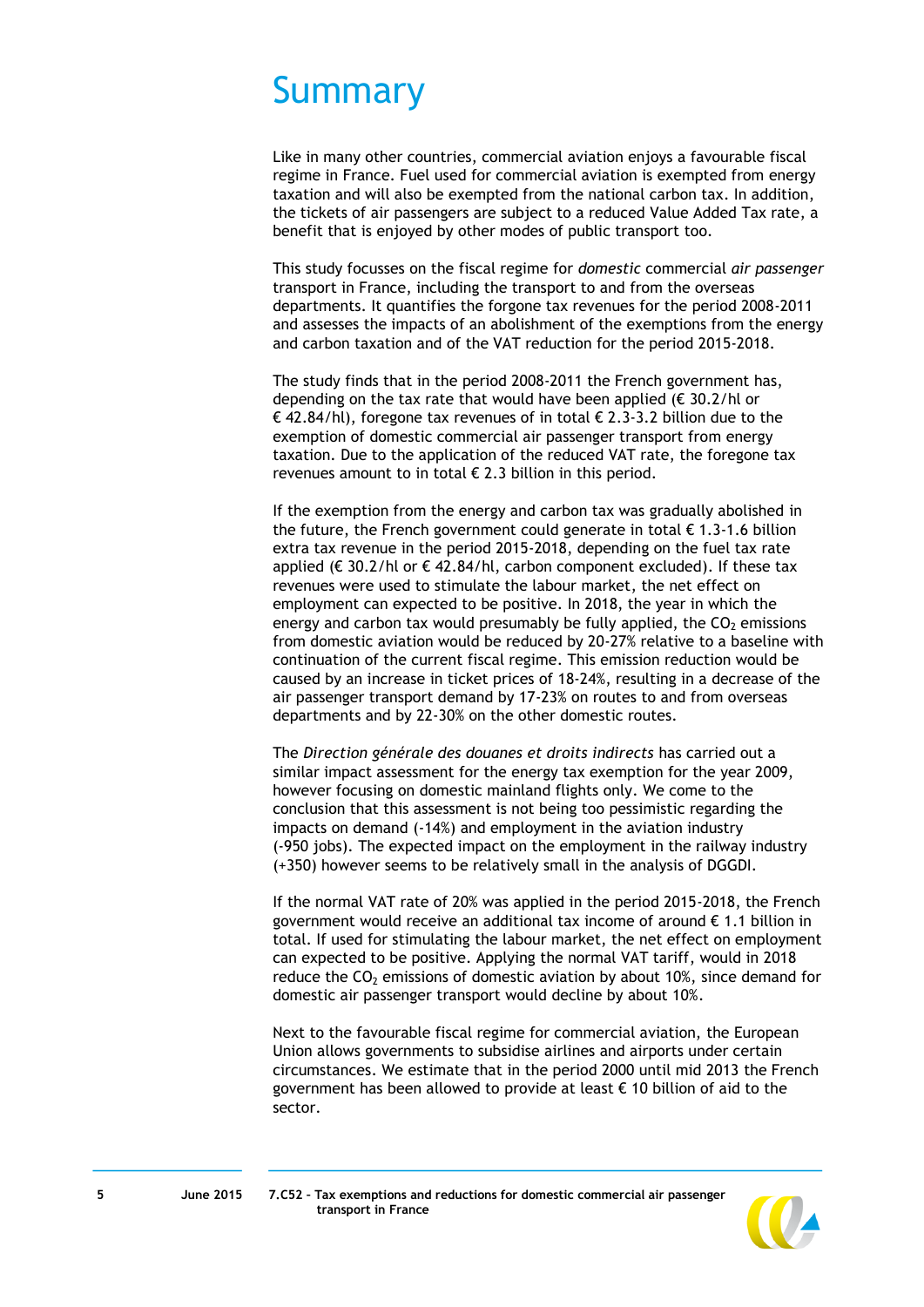# Summary

Like in many other countries, commercial aviation enjoys a favourable fiscal regime in France. Fuel used for commercial aviation is exempted from energy taxation and will also be exempted from the national carbon tax. In addition, the tickets of air passengers are subject to a reduced Value Added Tax rate, a benefit that is enjoyed by other modes of public transport too.

This study focusses on the fiscal regime for *domestic* commercial *air passenger* transport in France, including the transport to and from the overseas departments. It quantifies the forgone tax revenues for the period 2008-2011 and assesses the impacts of an abolishment of the exemptions from the energy and carbon taxation and of the VAT reduction for the period 2015-2018.

The study finds that in the period 2008-2011 the French government has, depending on the tax rate that would have been applied (€ 30.2/hl or € 42.84/hl), foregone tax revenues of in total € 2.3-3.2 billion due to the exemption of domestic commercial air passenger transport from energy taxation. Due to the application of the reduced VAT rate, the foregone tax revenues amount to in total € 2.3 billion in this period.

If the exemption from the energy and carbon tax was gradually abolished in the future, the French government could generate in total € 1.3-1.6 billion extra tax revenue in the period 2015-2018, depending on the fuel tax rate applied (€ 30.2/hl or € 42.84/hl, carbon component excluded). If these tax revenues were used to stimulate the labour market, the net effect on employment can expected to be positive. In 2018, the year in which the energy and carbon tax would presumably be fully applied, the $CO_2$ emissions from domestic aviation would be reduced by 20-27% relative to a baseline with continuation of the current fiscal regime. This emission reduction would be caused by an increase in ticket prices of 18-24%, resulting in a decrease of the air passenger transport demand by 17-23% on routes to and from overseas departments and by 22-30% on the other domestic routes.

The *Direction générale des douanes et droits indirects* has carried out a similar impact assessment for the energy tax exemption for the year 2009, however focusing on domestic mainland flights only. We come to the conclusion that this assessment is not being too pessimistic regarding the impacts on demand (-14%) and employment in the aviation industry (-950 jobs). The expected impact on the employment in the railway industry (+350) however seems to be relatively small in the analysis of DGGDI.

If the normal VAT rate of 20% was applied in the period 2015-2018, the French government would receive an additional tax income of around € 1.1 billion in total. If used for stimulating the labour market, the net effect on employment can expected to be positive. Applying the normal VAT tariff, would in 2018 reduce the $CO_2$ emissions of domestic aviation by about 10%, since demand for domestic air passenger transport would decline by about 10%.

Next to the favourable fiscal regime for commercial aviation, the European Union allows governments to subsidise airlines and airports under certain circumstances. We estimate that in the period 2000 until mid 2013 the French government has been allowed to provide at least € 10 billion of aid to the sector.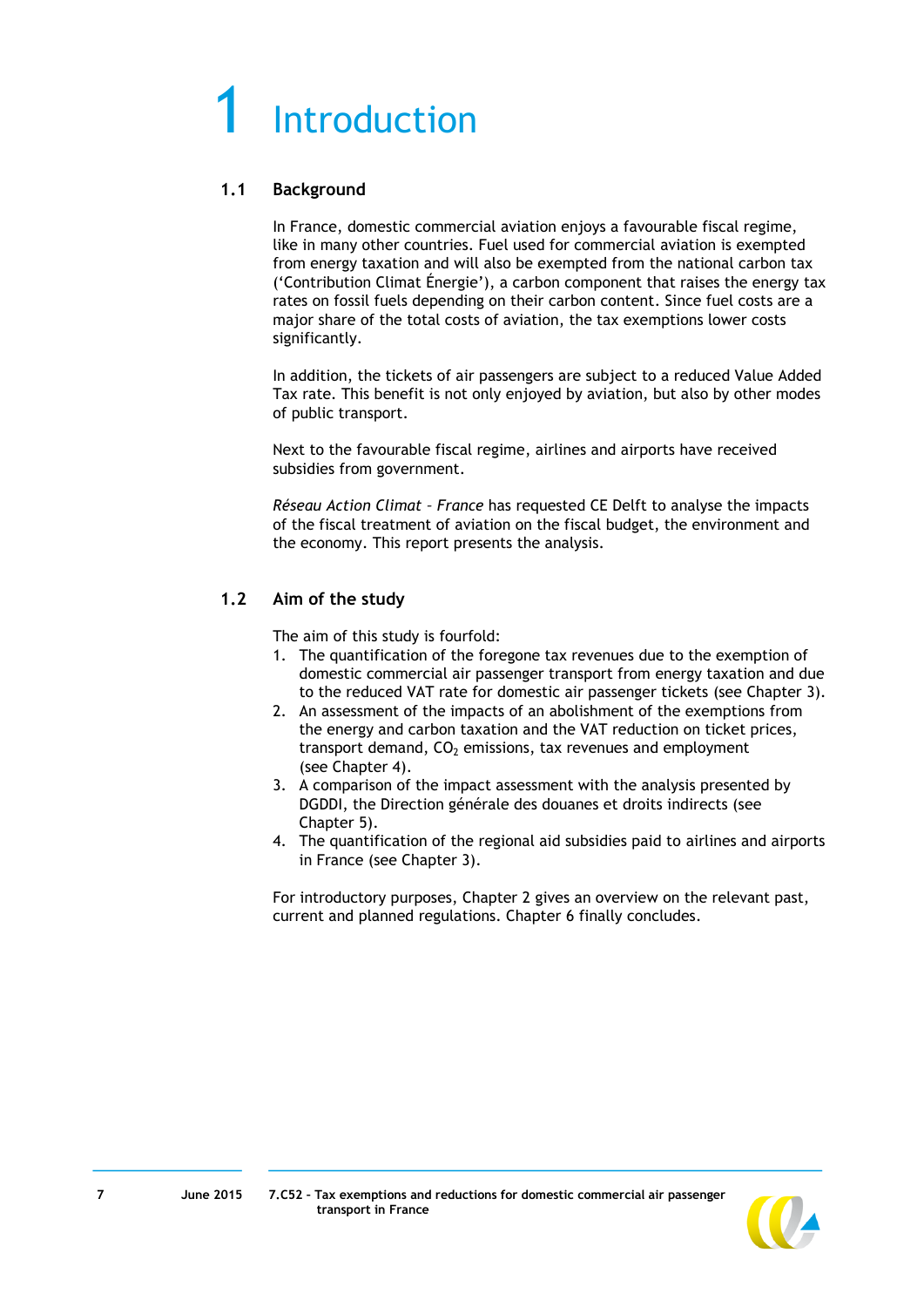# 1 Introduction

## 1.1 Background

In France, domestic commercial aviation enjoys a favourable fiscal regime, like in many other countries. Fuel used for commercial aviation is exempted from energy taxation and will also be exempted from the national carbon tax ('Contribution Climat Énergie'), a carbon component that raises the energy tax rates on fossil fuels depending on their carbon content. Since fuel costs are a major share of the total costs of aviation, the tax exemptions lower costs significantly.

In addition, the tickets of air passengers are subject to a reduced Value Added Tax rate. This benefit is not only enjoyed by aviation, but also by other modes of public transport.

Next to the favourable fiscal regime, airlines and airports have received subsidies from government.

*Réseau Action Climat – France* has requested CE Delft to analyse the impacts of the fiscal treatment of aviation on the fiscal budget, the environment and the economy. This report presents the analysis.

## 1.2 Aim of the study

The aim of this study is fourfold:

1. The quantification of the foregone tax revenues due to the exemption of domestic commercial air passenger transport from energy taxation and due to the reduced VAT rate for domestic air passenger tickets (see Chapter 3).
2. An assessment of the impacts of an abolishment of the exemptions from the energy and carbon taxation and the VAT reduction on ticket prices, transport demand, $CO_2$ emissions, tax revenues and employment (see Chapter 4).
3. A comparison of the impact assessment with the analysis presented by DGDDI, the Direction générale des douanes et droits indirects (see Chapter 5).
4. The quantification of the regional aid subsidies paid to airlines and airports in France (see Chapter 3).

For introductory purposes, Chapter 2 gives an overview on the relevant past, current and planned regulations. Chapter 6 finally concludes.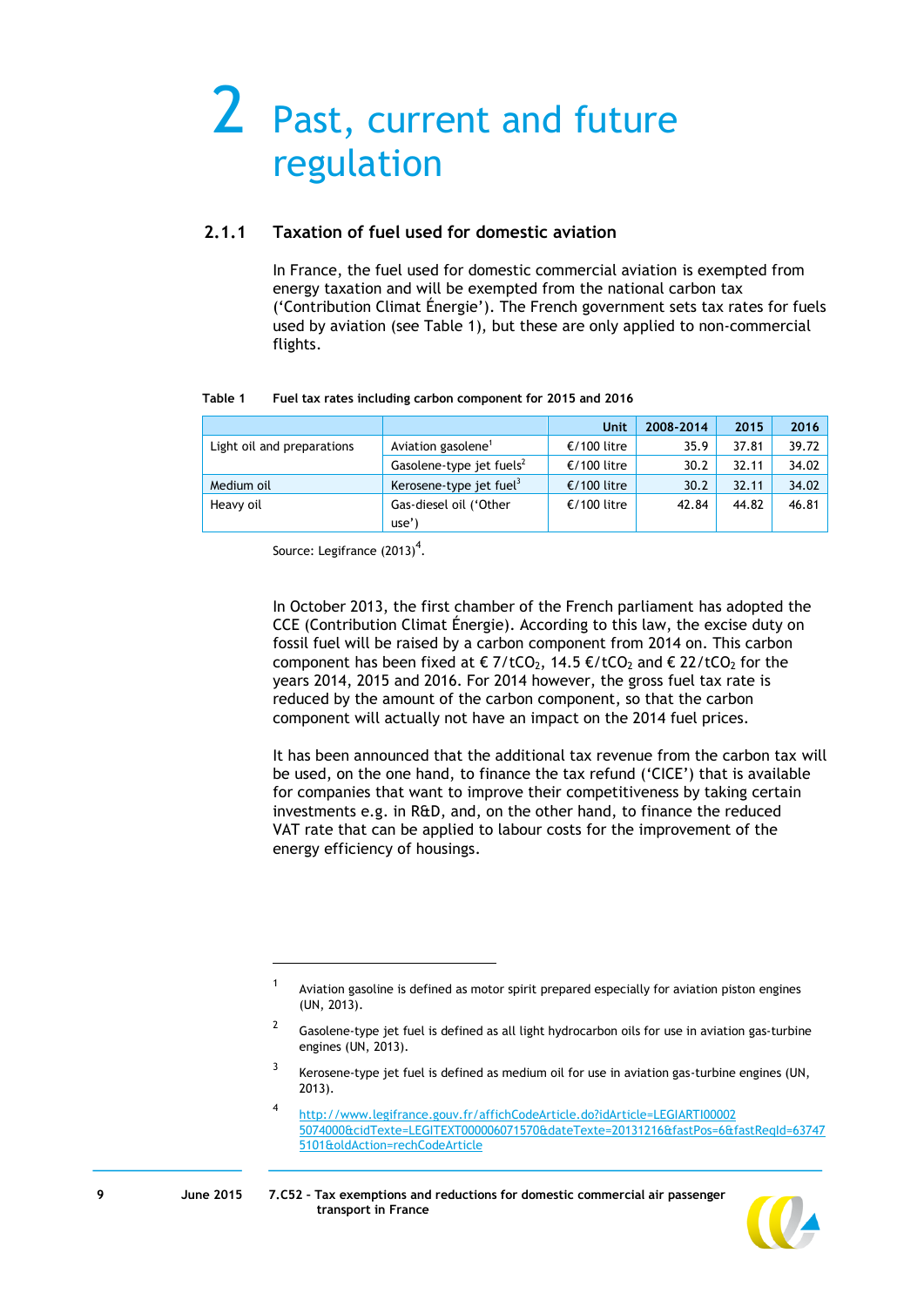// 2 Past, current and future regulation

### 2.1.1 Taxation of fuel used for domestic aviation

In France, the fuel used for domestic commercial aviation is exempted from energy taxation and will be exempted from the national carbon tax ('Contribution Climat Énergie'). The French government sets tax rates for fuels used by aviation (see Table 1), but these are only applied to non-commercial flights.

**Table 1 Fuel tax rates including carbon component for 2015 and 2016**

| | | Unit | 2008-2014 | 2015 | 2016 |
|---|---|---|---|---|---|
| Light oil and preparations | Aviation gasolene[1] | €/100 litre | 35.9 | 37.81 | 39.72 |
| | Gasolene-type jet fuels[2] | €/100 litre | 30.2 | 32.11 | 34.02 |
| Medium oil | Kerosene-type jet fuel[3] | €/100 litre | 30.2 | 32.11 | 34.02 |
| Heavy oil | Gas-diesel oil ('Other use') | €/100 litre | 42.84 | 44.82 | 46.81 |

Source: Legifrance (2013)[4].

In October 2013, the first chamber of the French parliament has adopted the CCE (Contribution Climat Énergie). According to this law, the excise duty on fossil fuel will be raised by a carbon component from 2014 on. This carbon component has been fixed at € 7/t$CO_2$, 14.5 €/t$CO_2$ and € 22/t$CO_2$ for the years 2014, 2015 and 2016. For 2014 however, the gross fuel tax rate is reduced by the amount of the carbon component, so that the carbon component will actually not have an impact on the 2014 fuel prices.

It has been announced that the additional tax revenue from the carbon tax will be used, on the one hand, to finance the tax refund ('CICE') that is available for companies that want to improve their competitiveness by taking certain investments e.g. in R&D, and, on the other hand, to finance the reduced VAT rate that can be applied to labour costs for the improvement of the energy efficiency of housings.

---

[1] Aviation gasoline is defined as motor spirit prepared especially for aviation piston engines (UN, 2013).

[2] Gasolene-type jet fuel is defined as all light hydrocarbon oils for use in aviation gas-turbine engines (UN, 2013).

[3] Kerosene-type jet fuel is defined as medium oil for use in aviation gas-turbine engines (UN, 2013).

[4] http://www.legifrance.gouv.fr/affichCodeArticle.do?idArticle=LEGIARTI000025074000&cidTexte=LEGITEXT000006071570&dateTexte=20131216&fastPos=6&fastReqId=637475101&oldAction=rechCodeArticle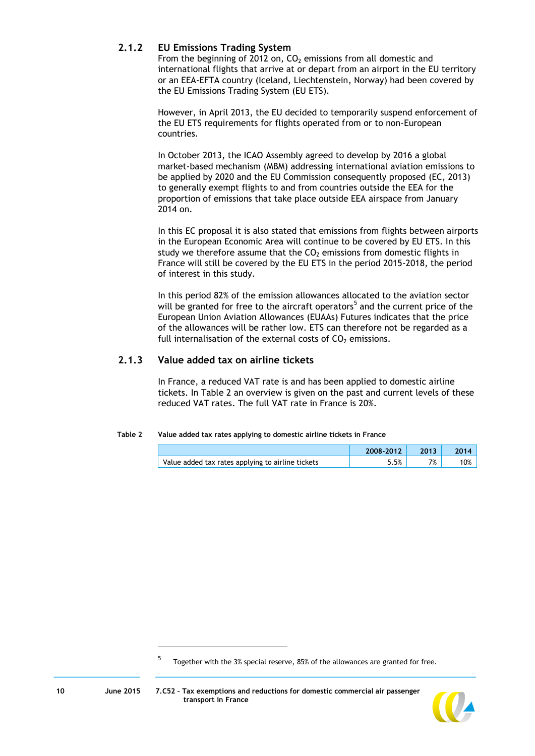### 2.1.2 EU Emissions Trading System

From the beginning of 2012 on, $CO_2$ emissions from all domestic and international flights that arrive at or depart from an airport in the EU territory or an EEA-EFTA country (Iceland, Liechtenstein, Norway) had been covered by the EU Emissions Trading System (EU ETS).

However, in April 2013, the EU decided to temporarily suspend enforcement of the EU ETS requirements for flights operated from or to non-European countries.

In October 2013, the ICAO Assembly agreed to develop by 2016 a global market-based mechanism (MBM) addressing international aviation emissions to be applied by 2020 and the EU Commission consequently proposed (EC, 2013) to generally exempt flights to and from countries outside the EEA for the proportion of emissions that take place outside EEA airspace from January 2014 on.

In this EC proposal it is also stated that emissions from flights between airports in the European Economic Area will continue to be covered by EU ETS. In this study we therefore assume that the $CO_2$ emissions from domestic flights in France will still be covered by the EU ETS in the period 2015-2018, the period of interest in this study.

In this period 82% of the emission allowances allocated to the aviation sector will be granted for free to the aircraft operators[5] and the current price of the European Union Aviation Allowances (EUAAs) Futures indicates that the price of the allowances will be rather low. ETS can therefore not be regarded as a full internalisation of the external costs of $CO_2$ emissions.

### 2.1.3 Value added tax on airline tickets

In France, a reduced VAT rate is and has been applied to domestic airline tickets. In Table 2 an overview is given on the past and current levels of these reduced VAT rates. The full VAT rate in France is 20%.

**Table 2 Value added tax rates applying to domestic airline tickets in France**

| | 2008-2012 | 2013 | 2014 |
|---|---|---|---|
| Value added tax rates applying to airline tickets | 5.5% | 7% | 10% |

[5] Together with the 3% special reserve, 85% of the allowances are granted for free.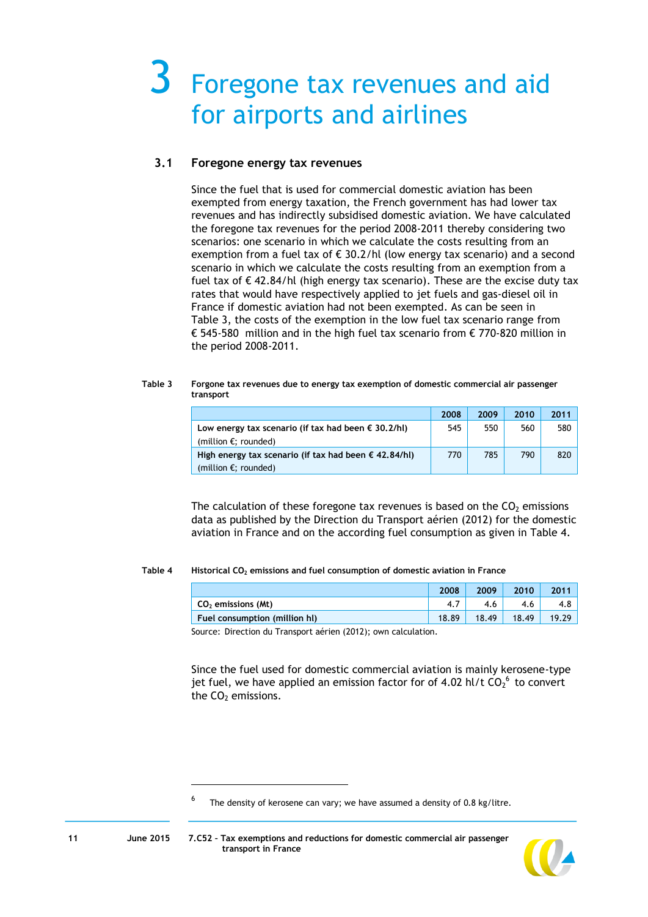# 3 Foregone tax revenues and aid for airports and airlines

## 3.1 Foregone energy tax revenues

Since the fuel that is used for commercial domestic aviation has been exempted from energy taxation, the French government has had lower tax revenues and has indirectly subsidised domestic aviation. We have calculated the foregone tax revenues for the period 2008-2011 thereby considering two scenarios: one scenario in which we calculate the costs resulting from an exemption from a fuel tax of € 30.2/hl (low energy tax scenario) and a second scenario in which we calculate the costs resulting from an exemption from a fuel tax of € 42.84/hl (high energy tax scenario). These are the excise duty tax rates that would have respectively applied to jet fuels and gas-diesel oil in France if domestic aviation had not been exempted. As can be seen in Table 3, the costs of the exemption in the low fuel tax scenario range from € 545-580 million and in the high fuel tax scenario from € 770-820 million in the period 2008-2011.

**Table 3 Forgone tax revenues due to energy tax exemption of domestic commercial air passenger transport**

| | 2008 | 2009 | 2010 | 2011 |
|---|---|---|---|---|
| **Low energy tax scenario (if tax had been € 30.2/hl)** (million €; rounded) | 545 | 550 | 560 | 580 |
| **High energy tax scenario (if tax had been € 42.84/hl)** (million €; rounded) | 770 | 785 | 790 | 820 |

The calculation of these foregone tax revenues is based on the $CO_2$ emissions data as published by the Direction du Transport aérien (2012) for the domestic aviation in France and on the according fuel consumption as given in Table 4.

**Table 4 Historical $CO_2$ emissions and fuel consumption of domestic aviation in France**

| | 2008 | 2009 | 2010 | 2011 |
|---|---|---|---|---|
| **$CO_2$ emissions (Mt)** | 4.7 | 4.6 | 4.6 | 4.8 |
| **Fuel consumption (million hl)** | 18.89 | 18.49 | 18.49 | 19.29 |

Source: Direction du Transport aérien (2012); own calculation.

Since the fuel used for domestic commercial aviation is mainly kerosene-type jet fuel, we have applied an emission factor for of 4.02 hl/t $CO_2$[6] to convert the $CO_2$ emissions.

[6] The density of kerosene can vary; we have assumed a density of 0.8 kg/litre.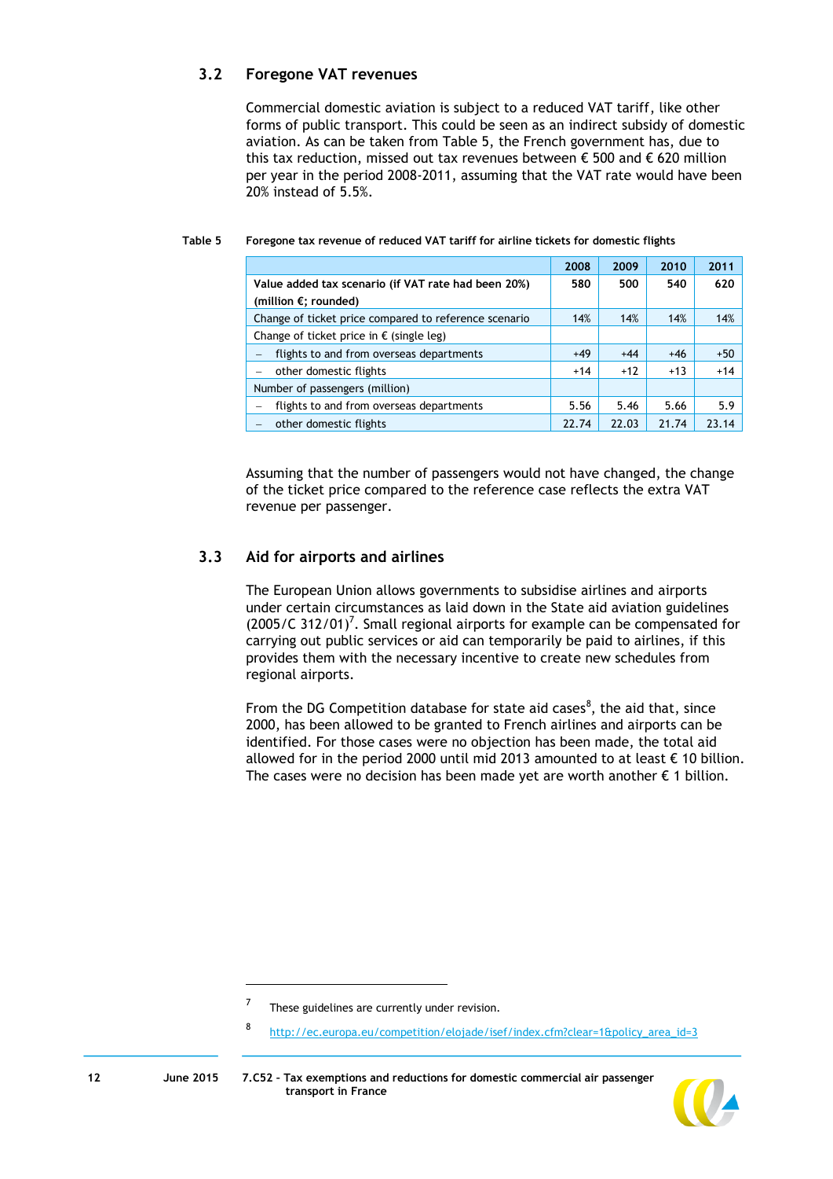## 3.2 Foregone VAT revenues

Commercial domestic aviation is subject to a reduced VAT tariff, like other forms of public transport. This could be seen as an indirect subsidy of domestic aviation. As can be taken from Table 5, the French government has, due to this tax reduction, missed out tax revenues between € 500 and € 620 million per year in the period 2008-2011, assuming that the VAT rate would have been 20% instead of 5.5%.

**Table 5 Foregone tax revenue of reduced VAT tariff for airline tickets for domestic flights**

| | 2008 | 2009 | 2010 | 2011 |
|---|---|---|---|---|
| **Value added tax scenario (if VAT rate had been 20%) (million €; rounded)** | **580** | **500** | **540** | **620** |
| Change of ticket price compared to reference scenario | 14% | 14% | 14% | 14% |
| Change of ticket price in € (single leg) | | | | |
| – flights to and from overseas departments | +49 | +44 | +46 | +50 |
| – other domestic flights | +14 | +12 | +13 | +14 |
| Number of passengers (million) | | | | |
| – flights to and from overseas departments | 5.56 | 5.46 | 5.66 | 5.9 |
| – other domestic flights | 22.74 | 22.03 | 21.74 | 23.14 |

Assuming that the number of passengers would not have changed, the change of the ticket price compared to the reference case reflects the extra VAT revenue per passenger.

## 3.3 Aid for airports and airlines

The European Union allows governments to subsidise airlines and airports under certain circumstances as laid down in the State aid aviation guidelines (2005/C 312/01)[7]. Small regional airports for example can be compensated for carrying out public services or aid can temporarily be paid to airlines, if this provides them with the necessary incentive to create new schedules from regional airports.

From the DG Competition database for state aid cases[8], the aid that, since 2000, has been allowed to be granted to French airlines and airports can be identified. For those cases were no objection has been made, the total aid allowed for in the period 2000 until mid 2013 amounted to at least € 10 billion. The cases were no decision has been made yet are worth another € 1 billion.

---

[7] These guidelines are currently under revision.

[8] http://ec.europa.eu/competition/elojade/isef/index.cfm?clear=1&policy_area_id=3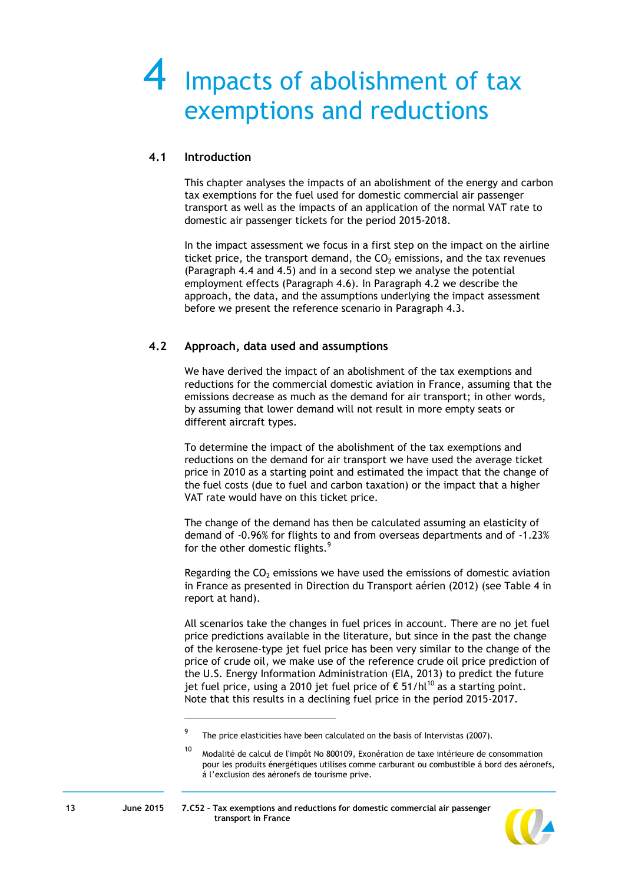# 4 Impacts of abolishment of tax exemptions and reductions

## 4.1 Introduction

This chapter analyses the impacts of an abolishment of the energy and carbon tax exemptions for the fuel used for domestic commercial air passenger transport as well as the impacts of an application of the normal VAT rate to domestic air passenger tickets for the period 2015-2018.

In the impact assessment we focus in a first step on the impact on the airline ticket price, the transport demand, the $CO_2$ emissions, and the tax revenues (Paragraph 4.4 and 4.5) and in a second step we analyse the potential employment effects (Paragraph 4.6). In Paragraph 4.2 we describe the approach, the data, and the assumptions underlying the impact assessment before we present the reference scenario in Paragraph 4.3.

## 4.2 Approach, data used and assumptions

We have derived the impact of an abolishment of the tax exemptions and reductions for the commercial domestic aviation in France, assuming that the emissions decrease as much as the demand for air transport; in other words, by assuming that lower demand will not result in more empty seats or different aircraft types.

To determine the impact of the abolishment of the tax exemptions and reductions on the demand for air transport we have used the average ticket price in 2010 as a starting point and estimated the impact that the change of the fuel costs (due to fuel and carbon taxation) or the impact that a higher VAT rate would have on this ticket price.

The change of the demand has then be calculated assuming an elasticity of demand of -0.96% for flights to and from overseas departments and of -1.23% for the other domestic flights.[9]

Regarding the $CO_2$ emissions we have used the emissions of domestic aviation in France as presented in Direction du Transport aérien (2012) (see Table 4 in report at hand).

All scenarios take the changes in fuel prices in account. There are no jet fuel price predictions available in the literature, but since in the past the change of the kerosene-type jet fuel price has been very similar to the change of the price of crude oil, we make use of the reference crude oil price prediction of the U.S. Energy Information Administration (EIA, 2013) to predict the future jet fuel price, using a 2010 jet fuel price of € 51/hl[10] as a starting point. Note that this results in a declining fuel price in the period 2015-2017.

---

[9] The price elasticities have been calculated on the basis of Intervistas (2007).

[10] Modalité de calcul de l'impôt No 800109, Exonération de taxe intérieure de consommation pour les produits énergétiques utilises comme carburant ou combustible á bord des aéronefs, á l'exclusion des aéronefs de tourisme prive.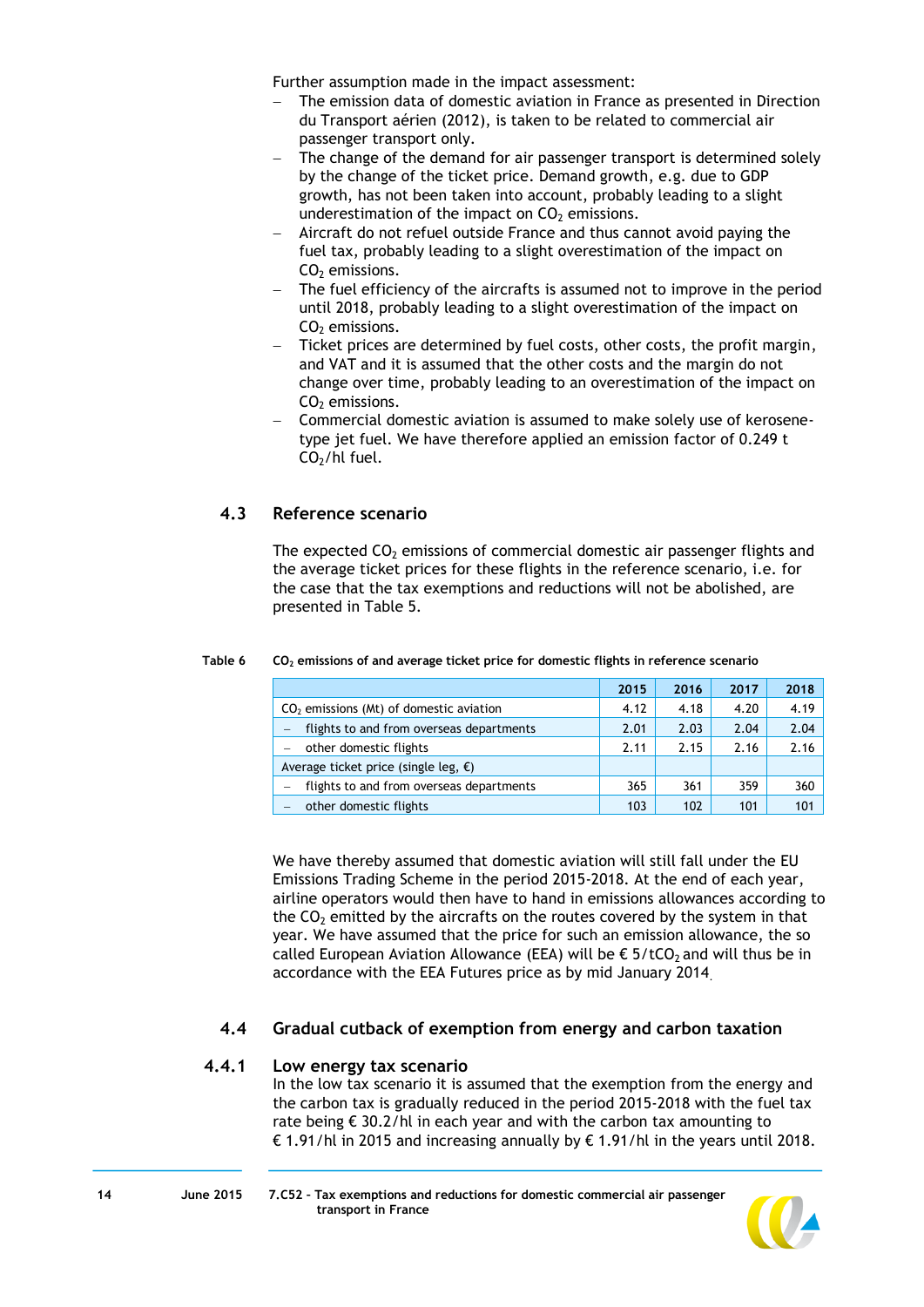Further assumption made in the impact assessment:

- The emission data of domestic aviation in France as presented in Direction du Transport aérien (2012), is taken to be related to commercial air passenger transport only.
- The change of the demand for air passenger transport is determined solely by the change of the ticket price. Demand growth, e.g. due to GDP growth, has not been taken into account, probably leading to a slight underestimation of the impact on $CO_2$ emissions.
- Aircraft do not refuel outside France and thus cannot avoid paying the fuel tax, probably leading to a slight overestimation of the impact on $CO_2$ emissions.
- The fuel efficiency of the aircrafts is assumed not to improve in the period until 2018, probably leading to a slight overestimation of the impact on $CO_2$ emissions.
- Ticket prices are determined by fuel costs, other costs, the profit margin, and VAT and it is assumed that the other costs and the margin do not change over time, probably leading to an overestimation of the impact on $CO_2$ emissions.
- Commercial domestic aviation is assumed to make solely use of kerosene-type jet fuel. We have therefore applied an emission factor of 0.249 t $CO_2$/hl fuel.

## 4.3 Reference scenario

The expected $CO_2$ emissions of commercial domestic air passenger flights and the average ticket prices for these flights in the reference scenario, i.e. for the case that the tax exemptions and reductions will not be abolished, are presented in Table 5.

**Table 6** $CO_2$ emissions of and average ticket price for domestic flights in reference scenario

| | 2015 | 2016 | 2017 | 2018 |
|---|---|---|---|---|
| $CO_2$ emissions (Mt) of domestic aviation | 4.12 | 4.18 | 4.20 | 4.19 |
| – flights to and from overseas departments | 2.01 | 2.03 | 2.04 | 2.04 |
| – other domestic flights | 2.11 | 2.15 | 2.16 | 2.16 |
| Average ticket price (single leg, €) | | | | |
| – flights to and from overseas departments | 365 | 361 | 359 | 360 |
| – other domestic flights | 103 | 102 | 101 | 101 |

We have thereby assumed that domestic aviation will still fall under the EU Emissions Trading Scheme in the period 2015-2018. At the end of each year, airline operators would then have to hand in emissions allowances according to the $CO_2$ emitted by the aircrafts on the routes covered by the system in that year. We have assumed that the price for such an emission allowance, the so called European Aviation Allowance (EEA) will be € 5/t$CO_2$ and will thus be in accordance with the EEA Futures price as by mid January 2014.

## 4.4 Gradual cutback of exemption from energy and carbon taxation

### 4.4.1 Low energy tax scenario

In the low tax scenario it is assumed that the exemption from the energy and the carbon tax is gradually reduced in the period 2015-2018 with the fuel tax rate being € 30.2/hl in each year and with the carbon tax amounting to € 1.91/hl in 2015 and increasing annually by € 1.91/hl in the years until 2018.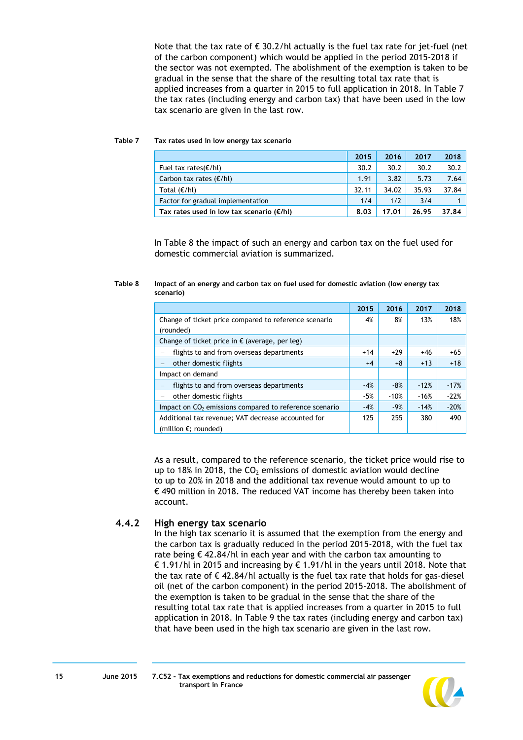Note that the tax rate of € 30.2/hl actually is the fuel tax rate for jet-fuel (net of the carbon component) which would be applied in the period 2015-2018 if the sector was not exempted. The abolishment of the exemption is taken to be gradual in the sense that the share of the resulting total tax rate that is applied increases from a quarter in 2015 to full application in 2018. In Table 7 the tax rates (including energy and carbon tax) that have been used in the low tax scenario are given in the last row.

**Table 7 Tax rates used in low energy tax scenario**

| | 2015 | 2016 | 2017 | 2018 |
|---|---|---|---|---|
| Fuel tax rates(€/hl) | 30.2 | 30.2 | 30.2 | 30.2 |
| Carbon tax rates (€/hl) | 1.91 | 3.82 | 5.73 | 7.64 |
| Total (€/hl) | 32.11 | 34.02 | 35.93 | 37.84 |
| Factor for gradual implementation | 1/4 | 1/2 | 3/4 | 1 |
| **Tax rates used in low tax scenario (€/hl)** | **8.03** | **17.01** | **26.95** | **37.84** |

In Table 8 the impact of such an energy and carbon tax on the fuel used for domestic commercial aviation is summarized.

**Table 8 Impact of an energy and carbon tax on fuel used for domestic aviation (low energy tax scenario)**

| | 2015 | 2016 | 2017 | 2018 |
|---|---|---|---|---|
| Change of ticket price compared to reference scenario (rounded) | 4% | 8% | 13% | 18% |
| Change of ticket price in € (average, per leg) | | | | |
| – flights to and from overseas departments | +14 | +29 | +46 | +65 |
| – other domestic flights | +4 | +8 | +13 | +18 |
| Impact on demand | | | | |
| – flights to and from overseas departments | -4% | -8% | -12% | -17% |
| – other domestic flights | -5% | -10% | -16% | -22% |
| Impact on $CO_2$ emissions compared to reference scenario | -4% | -9% | -14% | -20% |
| Additional tax revenue; VAT decrease accounted for (million €; rounded) | 125 | 255 | 380 | 490 |

As a result, compared to the reference scenario, the ticket price would rise to up to 18% in 2018, the $CO_2$ emissions of domestic aviation would decline to up to 20% in 2018 and the additional tax revenue would amount to up to € 490 million in 2018. The reduced VAT income has thereby been taken into account.

### 4.4.2 High energy tax scenario

In the high tax scenario it is assumed that the exemption from the energy and the carbon tax is gradually reduced in the period 2015-2018, with the fuel tax rate being € 42.84/hl in each year and with the carbon tax amounting to € 1.91/hl in 2015 and increasing by € 1.91/hl in the years until 2018. Note that the tax rate of € 42.84/hl actually is the fuel tax rate that holds for gas-diesel oil (net of the carbon component) in the period 2015-2018. The abolishment of the exemption is taken to be gradual in the sense that the share of the resulting total tax rate that is applied increases from a quarter in 2015 to full application in 2018. In Table 9 the tax rates (including energy and carbon tax) that have been used in the high tax scenario are given in the last row.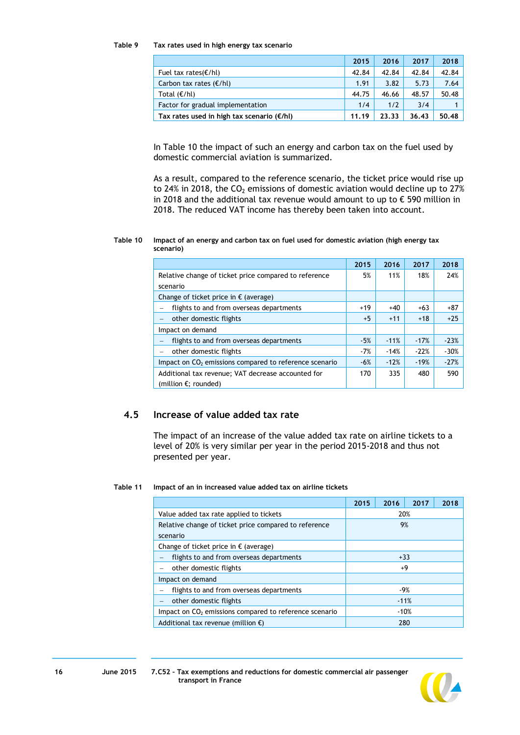Table 9 Tax rates used in high energy tax scenario

| | 2015 | 2016 | 2017 | 2018 |
|---|---|---|---|---|
| Fuel tax rates(€/hl) | 42.84 | 42.84 | 42.84 | 42.84 |
| Carbon tax rates (€/hl) | 1.91 | 3.82 | 5.73 | 7.64 |
| Total (€/hl) | 44.75 | 46.66 | 48.57 | 50.48 |
| Factor for gradual implementation | 1/4 | 1/2 | 3/4 | 1 |
| **Tax rates used in high tax scenario (€/hl)** | **11.19** | **23.33** | **36.43** | **50.48** |

In Table 10 the impact of such an energy and carbon tax on the fuel used by domestic commercial aviation is summarized.

As a result, compared to the reference scenario, the ticket price would rise up to 24% in 2018, the $CO_2$ emissions of domestic aviation would decline up to 27% in 2018 and the additional tax revenue would amount to up to € 590 million in 2018. The reduced VAT income has thereby been taken into account.

Table 10 Impact of an energy and carbon tax on fuel used for domestic aviation (high energy tax scenario)

| | 2015 | 2016 | 2017 | 2018 |
|---|---|---|---|---|
| Relative change of ticket price compared to reference scenario | 5% | 11% | 18% | 24% |
| Change of ticket price in € (average) | | | | |
| – flights to and from overseas departments | +19 | +40 | +63 | +87 |
| – other domestic flights | +5 | +11 | +18 | +25 |
| Impact on demand | | | | |
| – flights to and from overseas departments | -5% | -11% | -17% | -23% |
| – other domestic flights | -7% | -14% | -22% | -30% |
| Impact on $CO_2$ emissions compared to reference scenario | -6% | -12% | -19% | -27% |
| Additional tax revenue; VAT decrease accounted for (million €; rounded) | 170 | 335 | 480 | 590 |

## 4.5 Increase of value added tax rate

The impact of an increase of the value added tax rate on airline tickets to a level of 20% is very similar per year in the period 2015-2018 and thus not presented per year.

Table 11 Impact of an in increased value added tax on airline tickets

| | 2015 | 2016 | 2017 | 2018 |
|---|---|---|---|---|
| Value added tax rate applied to tickets | 20% | | | |
| Relative change of ticket price compared to reference scenario | 9% | | | |
| Change of ticket price in € (average) | | | | |
| – flights to and from overseas departments | +33 | | | |
| – other domestic flights | +9 | | | |
| Impact on demand | | | | |
| – flights to and from overseas departments | -9% | | | |
| – other domestic flights | -11% | | | |
| Impact on $CO_2$ emissions compared to reference scenario | -10% | | | |
| Additional tax revenue (million €) | 280 | | | |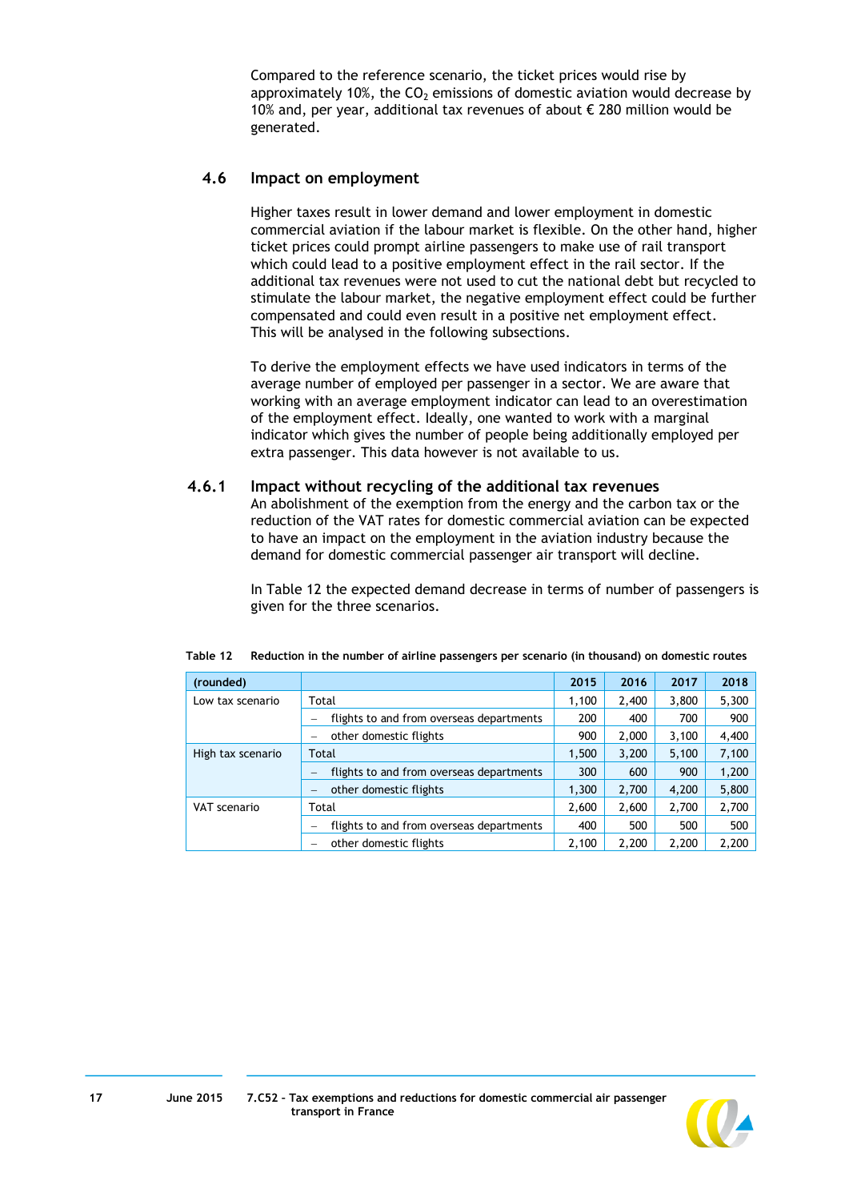Compared to the reference scenario, the ticket prices would rise by approximately 10%, the $CO_2$ emissions of domestic aviation would decrease by 10% and, per year, additional tax revenues of about € 280 million would be generated.

## 4.6 Impact on employment

Higher taxes result in lower demand and lower employment in domestic commercial aviation if the labour market is flexible. On the other hand, higher ticket prices could prompt airline passengers to make use of rail transport which could lead to a positive employment effect in the rail sector. If the additional tax revenues were not used to cut the national debt but recycled to stimulate the labour market, the negative employment effect could be further compensated and could even result in a positive net employment effect. This will be analysed in the following subsections.

To derive the employment effects we have used indicators in terms of the average number of employed per passenger in a sector. We are aware that working with an average employment indicator can lead to an overestimation of the employment effect. Ideally, one wanted to work with a marginal indicator which gives the number of people being additionally employed per extra passenger. This data however is not available to us.

### 4.6.1 Impact without recycling of the additional tax revenues

An abolishment of the exemption from the energy and the carbon tax or the reduction of the VAT rates for domestic commercial aviation can be expected to have an impact on the employment in the aviation industry because the demand for domestic commercial passenger air transport will decline.

In Table 12 the expected demand decrease in terms of number of passengers is given for the three scenarios.

**Table 12 Reduction in the number of airline passengers per scenario (in thousand) on domestic routes**

| (rounded) | | 2015 | 2016 | 2017 | 2018 |
|---|---|---|---|---|---|
| Low tax scenario | Total | 1,100 | 2,400 | 3,800 | 5,300 |
| | – flights to and from overseas departments | 200 | 400 | 700 | 900 |
| | – other domestic flights | 900 | 2,000 | 3,100 | 4,400 |
| High tax scenario | Total | 1,500 | 3,200 | 5,100 | 7,100 |
| | – flights to and from overseas departments | 300 | 600 | 900 | 1,200 |
| | – other domestic flights | 1,300 | 2,700 | 4,200 | 5,800 |
| VAT scenario | Total | 2,600 | 2,600 | 2,700 | 2,700 |
| | – flights to and from overseas departments | 400 | 500 | 500 | 500 |
| | – other domestic flights | 2,100 | 2,200 | 2,200 | 2,200 |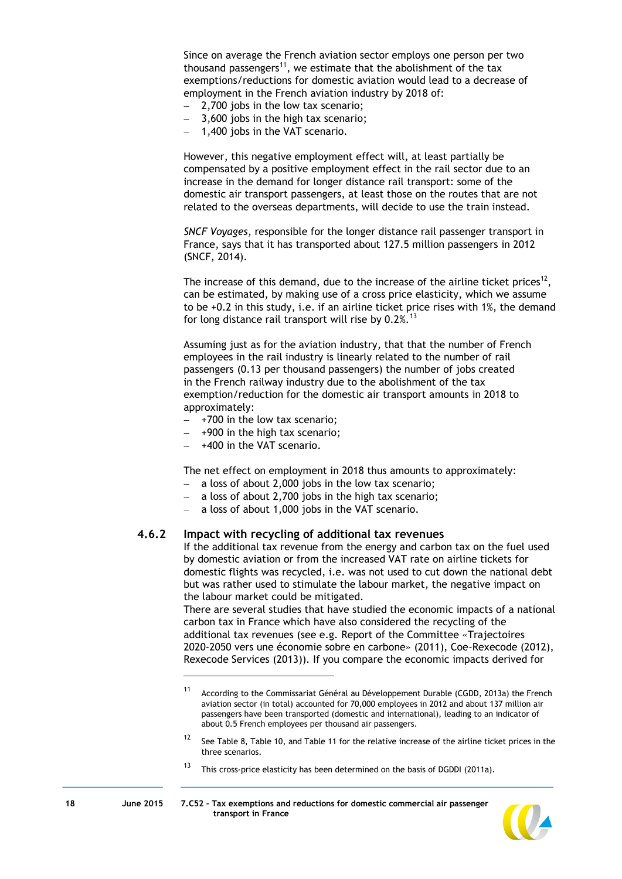Since on average the French aviation sector employs one person per two thousand passengers[11], we estimate that the abolishment of the tax exemptions/reductions for domestic aviation would lead to a decrease of employment in the French aviation industry by 2018 of:

- 2,700 jobs in the low tax scenario;
- 3,600 jobs in the high tax scenario;
- 1,400 jobs in the VAT scenario.

However, this negative employment effect will, at least partially be compensated by a positive employment effect in the rail sector due to an increase in the demand for longer distance rail transport: some of the domestic air transport passengers, at least those on the routes that are not related to the overseas departments, will decide to use the train instead.

*SNCF Voyages*, responsible for the longer distance rail passenger transport in France, says that it has transported about 127.5 million passengers in 2012 (SNCF, 2014).

The increase of this demand, due to the increase of the airline ticket prices[12], can be estimated, by making use of a cross price elasticity, which we assume to be +0.2 in this study, i.e. if an airline ticket price rises with 1%, the demand for long distance rail transport will rise by 0.2%.[13]

Assuming just as for the aviation industry, that that the number of French employees in the rail industry is linearly related to the number of rail passengers (0.13 per thousand passengers) the number of jobs created in the French railway industry due to the abolishment of the tax exemption/reduction for the domestic air transport amounts in 2018 to approximately:

- +700 in the low tax scenario;
- +900 in the high tax scenario;
- +400 in the VAT scenario.

The net effect on employment in 2018 thus amounts to approximately:

- a loss of about 2,000 jobs in the low tax scenario;
- a loss of about 2,700 jobs in the high tax scenario;
- a loss of about 1,000 jobs in the VAT scenario.

### 4.6.2 Impact with recycling of additional tax revenues

If the additional tax revenue from the energy and carbon tax on the fuel used by domestic aviation or from the increased VAT rate on airline tickets for domestic flights was recycled, i.e. was not used to cut down the national debt but was rather used to stimulate the labour market, the negative impact on the labour market could be mitigated.

There are several studies that have studied the economic impacts of a national carbon tax in France which have also considered the recycling of the additional tax revenues (see e.g. Report of the Committee «Trajectoires 2020-2050 vers une économie sobre en carbone» (2011), Coe-Rexecode (2012), Rexecode Services (2013)). If you compare the economic impacts derived for

---

[11] According to the Commissariat Général au Développement Durable (CGDD, 2013a) the French aviation sector (in total) accounted for 70,000 employees in 2012 and about 137 million air passengers have been transported (domestic and international), leading to an indicator of about 0.5 French employees per thousand air passengers.

[12] See Table 8, Table 10, and Table 11 for the relative increase of the airline ticket prices in the three scenarios.

[13] This cross-price elasticity has been determined on the basis of DGDDI (2011a).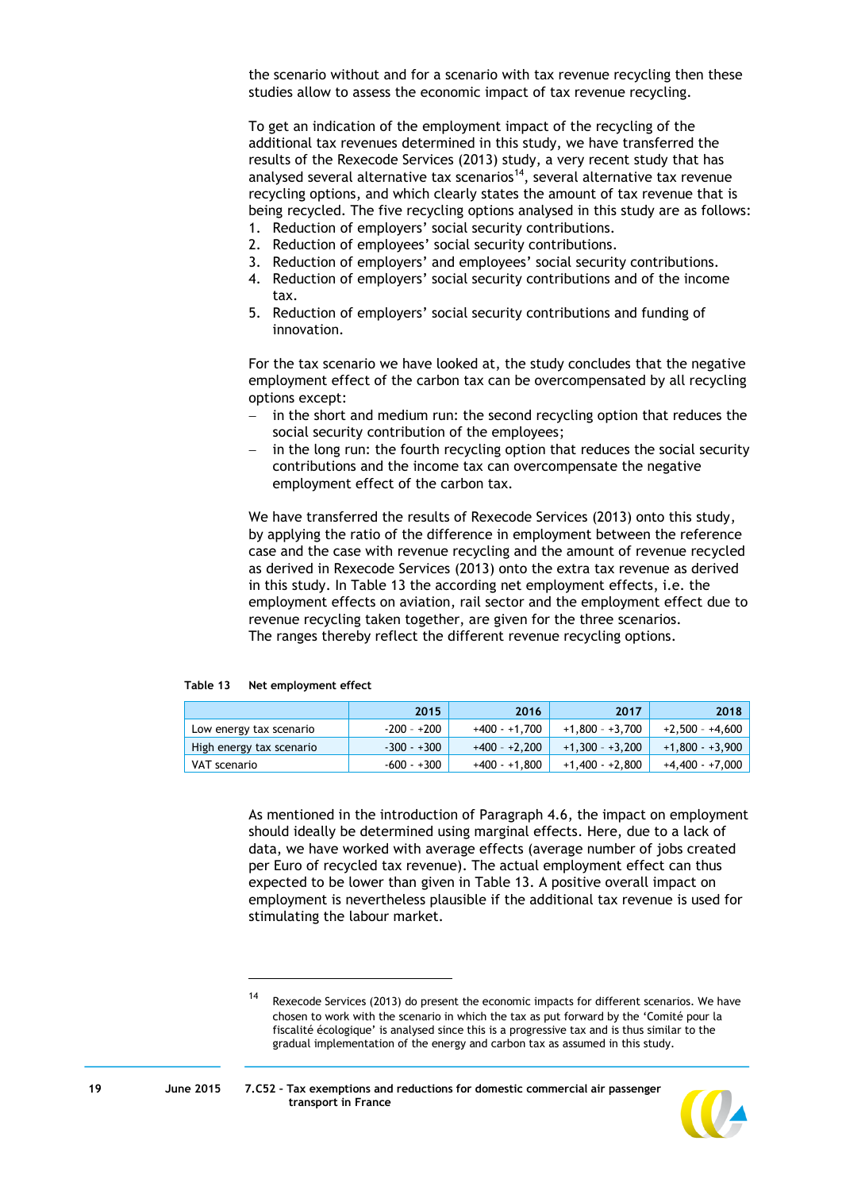the scenario without and for a scenario with tax revenue recycling then these studies allow to assess the economic impact of tax revenue recycling.

To get an indication of the employment impact of the recycling of the additional tax revenues determined in this study, we have transferred the results of the Rexecode Services (2013) study, a very recent study that has analysed several alternative tax scenarios[14], several alternative tax revenue recycling options, and which clearly states the amount of tax revenue that is being recycled. The five recycling options analysed in this study are as follows:

1. Reduction of employers' social security contributions.
2. Reduction of employees' social security contributions.
3. Reduction of employers' and employees' social security contributions.
4. Reduction of employers' social security contributions and of the income tax.
5. Reduction of employers' social security contributions and funding of innovation.

For the tax scenario we have looked at, the study concludes that the negative employment effect of the carbon tax can be overcompensated by all recycling options except:

- in the short and medium run: the second recycling option that reduces the social security contribution of the employees;
- in the long run: the fourth recycling option that reduces the social security contributions and the income tax can overcompensate the negative employment effect of the carbon tax.

We have transferred the results of Rexecode Services (2013) onto this study, by applying the ratio of the difference in employment between the reference case and the case with revenue recycling and the amount of revenue recycled as derived in Rexecode Services (2013) onto the extra tax revenue as derived in this study. In Table 13 the according net employment effects, i.e. the employment effects on aviation, rail sector and the employment effect due to revenue recycling taken together, are given for the three scenarios. The ranges thereby reflect the different revenue recycling options.

**Table 13 Net employment effect**

| | 2015 | 2016 | 2017 | 2018 |
|---|---|---|---|---|
| Low energy tax scenario | -200 - +200 | +400 - +1,700 | +1,800 - +3,700 | +2,500 - +4,600 |
| High energy tax scenario | -300 - +300 | +400 - +2,200 | +1,300 - +3,200 | +1,800 - +3,900 |
| VAT scenario | -600 - +300 | +400 - +1,800 | +1,400 - +2,800 | +4,400 - +7,000 |

As mentioned in the introduction of Paragraph 4.6, the impact on employment should ideally be determined using marginal effects. Here, due to a lack of data, we have worked with average effects (average number of jobs created per Euro of recycled tax revenue). The actual employment effect can thus expected to be lower than given in Table 13. A positive overall impact on employment is nevertheless plausible if the additional tax revenue is used for stimulating the labour market.

[14] Rexecode Services (2013) do present the economic impacts for different scenarios. We have chosen to work with the scenario in which the tax as put forward by the 'Comité pour la fiscalité écologique' is analysed since this is a progressive tax and is thus similar to the gradual implementation of the energy and carbon tax as assumed in this study.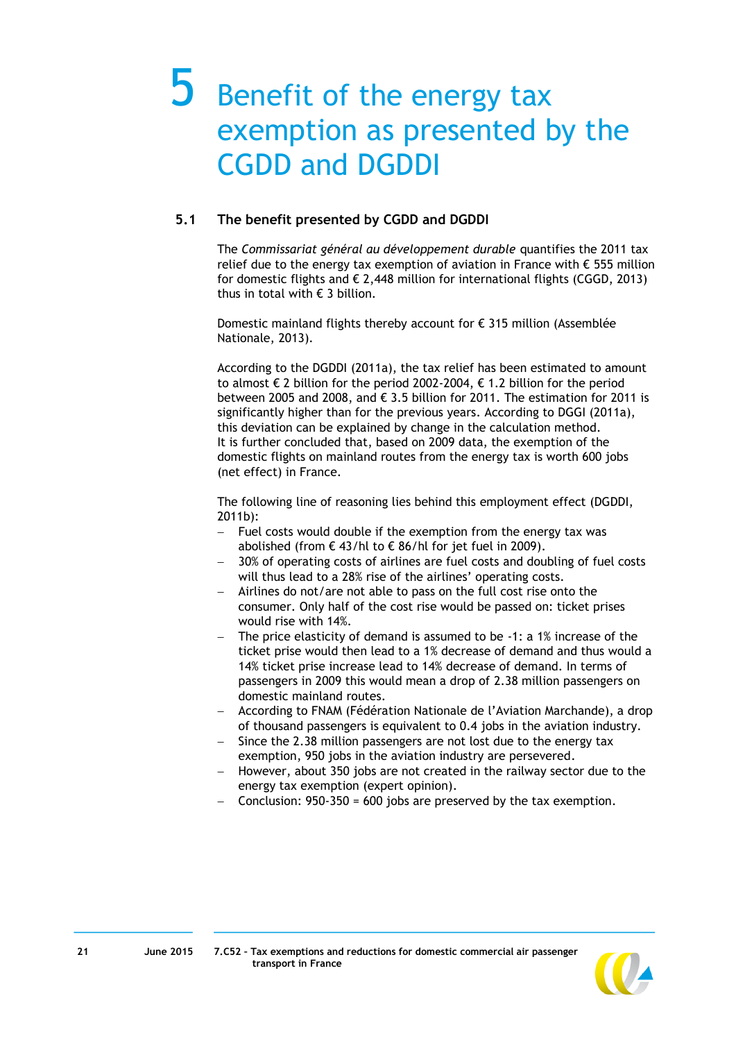# 5 Benefit of the energy tax exemption as presented by the CGDD and DGDDI

## 5.1 The benefit presented by CGDD and DGDDI

The *Commissariat général au développement durable* quantifies the 2011 tax relief due to the energy tax exemption of aviation in France with € 555 million for domestic flights and € 2,448 million for international flights (CGGD, 2013) thus in total with € 3 billion.

Domestic mainland flights thereby account for € 315 million (Assemblée Nationale, 2013).

According to the DGDDI (2011a), the tax relief has been estimated to amount to almost € 2 billion for the period 2002-2004, € 1.2 billion for the period between 2005 and 2008, and € 3.5 billion for 2011. The estimation for 2011 is significantly higher than for the previous years. According to DGGI (2011a), this deviation can be explained by change in the calculation method. It is further concluded that, based on 2009 data, the exemption of the domestic flights on mainland routes from the energy tax is worth 600 jobs (net effect) in France.

The following line of reasoning lies behind this employment effect (DGDDI, 2011b):

- Fuel costs would double if the exemption from the energy tax was abolished (from € 43/hl to € 86/hl for jet fuel in 2009).
- 30% of operating costs of airlines are fuel costs and doubling of fuel costs will thus lead to a 28% rise of the airlines' operating costs.
- Airlines do not/are not able to pass on the full cost rise onto the consumer. Only half of the cost rise would be passed on: ticket prises would rise with 14%.
- The price elasticity of demand is assumed to be -1: a 1% increase of the ticket prise would then lead to a 1% decrease of demand and thus would a 14% ticket prise increase lead to 14% decrease of demand. In terms of passengers in 2009 this would mean a drop of 2.38 million passengers on domestic mainland routes.
- According to FNAM (Fédération Nationale de l'Aviation Marchande), a drop of thousand passengers is equivalent to 0.4 jobs in the aviation industry.
- Since the 2.38 million passengers are not lost due to the energy tax exemption, 950 jobs in the aviation industry are persevered.
- However, about 350 jobs are not created in the railway sector due to the energy tax exemption (expert opinion).
- Conclusion: 950-350 = 600 jobs are preserved by the tax exemption.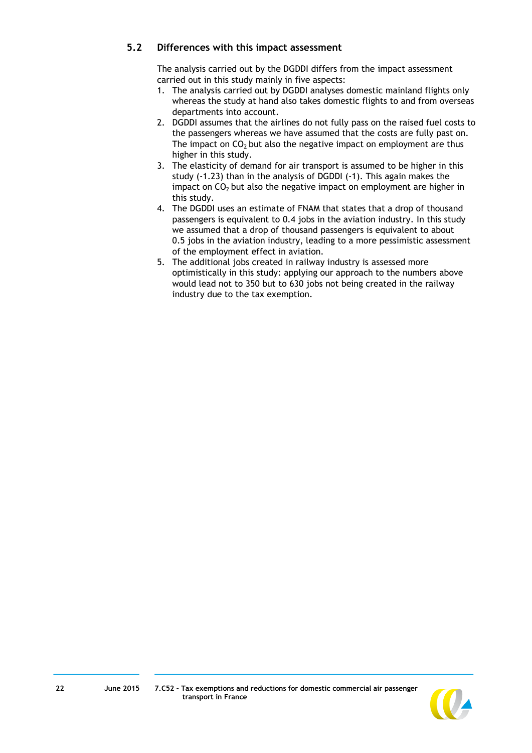## 5.2 Differences with this impact assessment

The analysis carried out by the DGDDI differs from the impact assessment carried out in this study mainly in five aspects:

1. The analysis carried out by DGDDI analyses domestic mainland flights only whereas the study at hand also takes domestic flights to and from overseas departments into account.
2. DGDDI assumes that the airlines do not fully pass on the raised fuel costs to the passengers whereas we have assumed that the costs are fully past on. The impact on $CO_2$ but also the negative impact on employment are thus higher in this study.
3. The elasticity of demand for air transport is assumed to be higher in this study (-1.23) than in the analysis of DGDDI (-1). This again makes the impact on $CO_2$ but also the negative impact on employment are higher in this study.
4. The DGDDI uses an estimate of FNAM that states that a drop of thousand passengers is equivalent to 0.4 jobs in the aviation industry. In this study we assumed that a drop of thousand passengers is equivalent to about 0.5 jobs in the aviation industry, leading to a more pessimistic assessment of the employment effect in aviation.
5. The additional jobs created in railway industry is assessed more optimistically in this study: applying our approach to the numbers above would lead not to 350 but to 630 jobs not being created in the railway industry due to the tax exemption.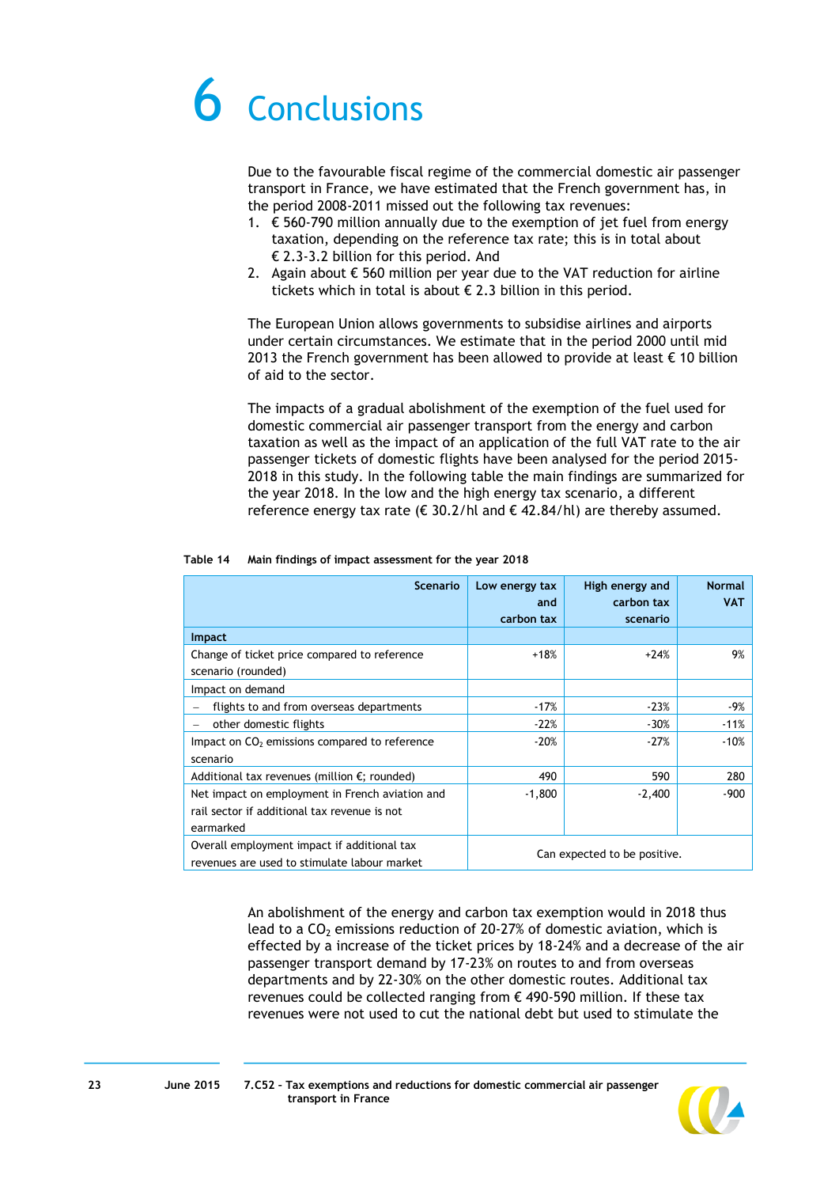# 6 Conclusions

Due to the favourable fiscal regime of the commercial domestic air passenger transport in France, we have estimated that the French government has, in the period 2008-2011 missed out the following tax revenues:

1. € 560-790 million annually due to the exemption of jet fuel from energy taxation, depending on the reference tax rate; this is in total about € 2.3-3.2 billion for this period. And
2. Again about € 560 million per year due to the VAT reduction for airline tickets which in total is about € 2.3 billion in this period.

The European Union allows governments to subsidise airlines and airports under certain circumstances. We estimate that in the period 2000 until mid 2013 the French government has been allowed to provide at least € 10 billion of aid to the sector.

The impacts of a gradual abolishment of the exemption of the fuel used for domestic commercial air passenger transport from the energy and carbon taxation as well as the impact of an application of the full VAT rate to the air passenger tickets of domestic flights have been analysed for the period 2015-2018 in this study. In the following table the main findings are summarized for the year 2018. In the low and the high energy tax scenario, a different reference energy tax rate (€ 30.2/hl and € 42.84/hl) are thereby assumed.

**Table 14 Main findings of impact assessment for the year 2018**

| Scenario | Low energy tax and carbon tax | High energy and carbon tax scenario | Normal VAT |
|---|---|---|---|
| **Impact** | | | |
| Change of ticket price compared to reference scenario (rounded) | +18% | +24% | 9% |
| Impact on demand | | | |
| – flights to and from overseas departments | -17% | -23% | -9% |
| – other domestic flights | -22% | -30% | -11% |
| Impact on $CO_2$ emissions compared to reference scenario | -20% | -27% | -10% |
| Additional tax revenues (million €; rounded) | 490 | 590 | 280 |
| Net impact on employment in French aviation and rail sector if additional tax revenue is not earmarked | -1,800 | -2,400 | -900 |
| Overall employment impact if additional tax revenues are used to stimulate labour market | Can expected to be positive. | | |

An abolishment of the energy and carbon tax exemption would in 2018 thus lead to a $CO_2$ emissions reduction of 20-27% of domestic aviation, which is effected by a increase of the ticket prices by 18-24% and a decrease of the air passenger transport demand by 17-23% on routes to and from overseas departments and by 22-30% on the other domestic routes. Additional tax revenues could be collected ranging from € 490-590 million. If these tax revenues were not used to cut the national debt but used to stimulate the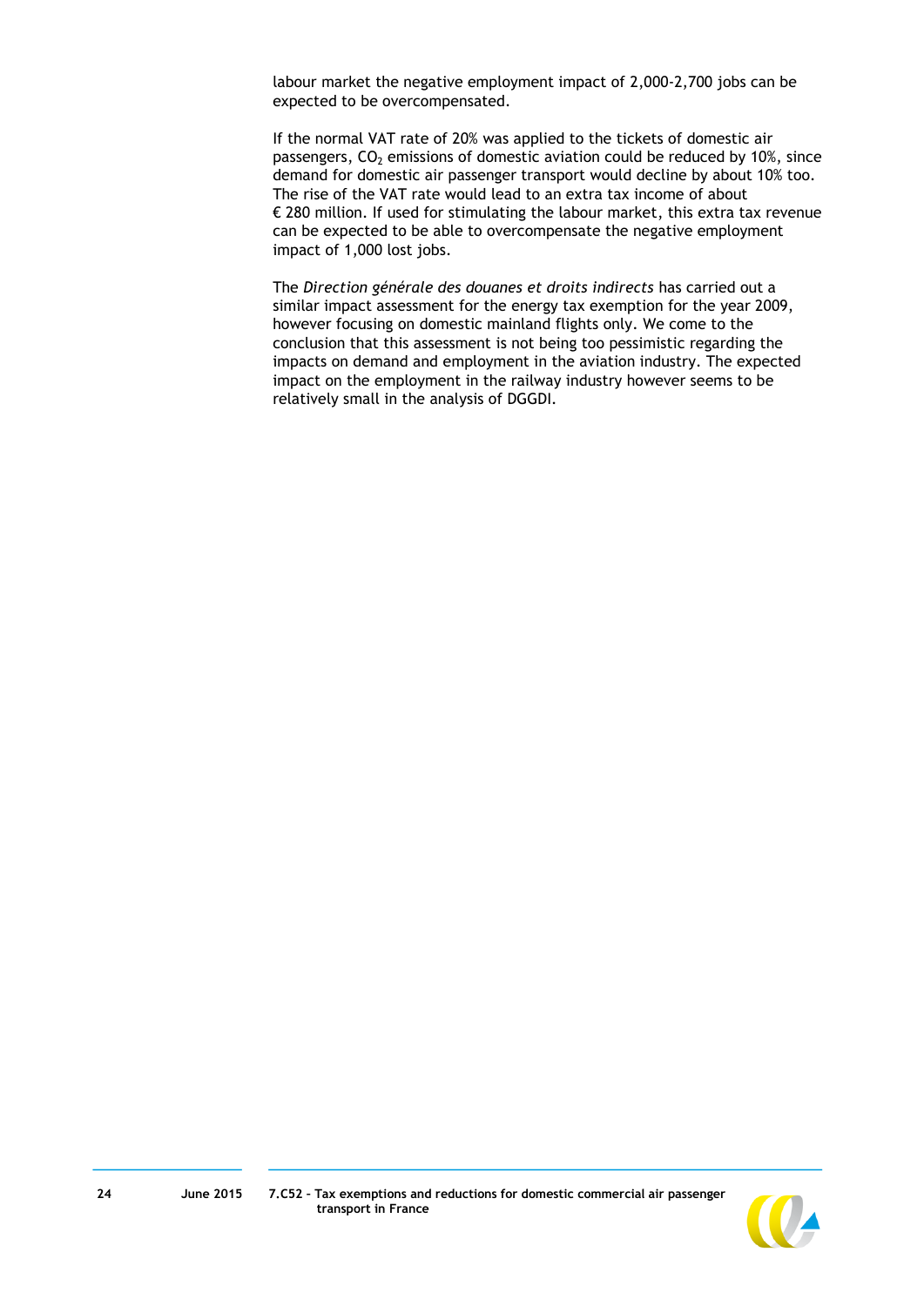labour market the negative employment impact of 2,000-2,700 jobs can be expected to be overcompensated.

If the normal VAT rate of 20% was applied to the tickets of domestic air passengers, $CO_2$ emissions of domestic aviation could be reduced by 10%, since demand for domestic air passenger transport would decline by about 10% too. The rise of the VAT rate would lead to an extra tax income of about € 280 million. If used for stimulating the labour market, this extra tax revenue can be expected to be able to overcompensate the negative employment impact of 1,000 lost jobs.

The *Direction générale des douanes et droits indirects* has carried out a similar impact assessment for the energy tax exemption for the year 2009, however focusing on domestic mainland flights only. We come to the conclusion that this assessment is not being too pessimistic regarding the impacts on demand and employment in the aviation industry. The expected impact on the employment in the railway industry however seems to be relatively small in the analysis of DGGDI.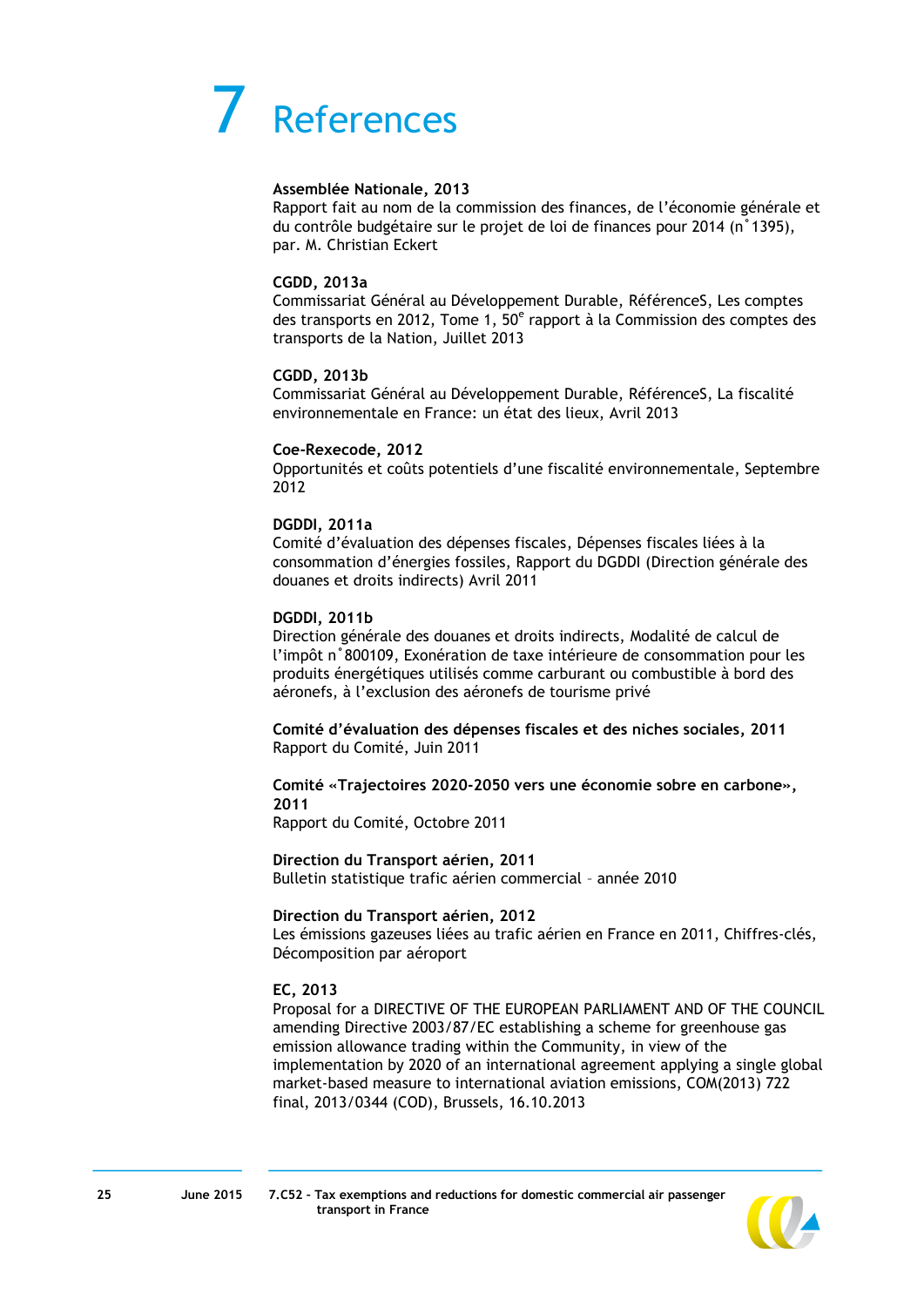# 7 References

**Assemblée Nationale, 2013**
Rapport fait au nom de la commission des finances, de l'économie générale et du contrôle budgétaire sur le projet de loi de finances pour 2014 (n°1395), par. M. Christian Eckert

**CGDD, 2013a**
Commissariat Général au Développement Durable, RéférenceS, Les comptes des transports en 2012, Tome 1, 50e rapport à la Commission des comptes des transports de la Nation, Juillet 2013

**CGDD, 2013b**
Commissariat Général au Développement Durable, RéférenceS, La fiscalité environnementale en France: un état des lieux, Avril 2013

**Coe-Rexecode, 2012**
Opportunités et coûts potentiels d'une fiscalité environnementale, Septembre 2012

**DGDDI, 2011a**
Comité d'évaluation des dépenses fiscales, Dépenses fiscales liées à la consommation d'énergies fossiles, Rapport du DGDDI (Direction générale des douanes et droits indirects) Avril 2011

**DGDDI, 2011b**
Direction générale des douanes et droits indirects, Modalité de calcul de l'impôt n°800109, Exonération de taxe intérieure de consommation pour les produits énergétiques utilisés comme carburant ou combustible à bord des aéronefs, à l'exclusion des aéronefs de tourisme privé

**Comité d'évaluation des dépenses fiscales et des niches sociales, 2011**
Rapport du Comité, Juin 2011

**Comité «Trajectoires 2020-2050 vers une économie sobre en carbone», 2011**
Rapport du Comité, Octobre 2011

**Direction du Transport aérien, 2011**
Bulletin statistique trafic aérien commercial – année 2010

**Direction du Transport aérien, 2012**
Les émissions gazeuses liées au trafic aérien en France en 2011, Chiffres-clés, Décomposition par aéroport

**EC, 2013**
Proposal for a DIRECTIVE OF THE EUROPEAN PARLIAMENT AND OF THE COUNCIL amending Directive 2003/87/EC establishing a scheme for greenhouse gas emission allowance trading within the Community, in view of the implementation by 2020 of an international agreement applying a single global market-based measure to international aviation emissions, COM(2013) 722 final, 2013/0344 (COD), Brussels, 16.10.2013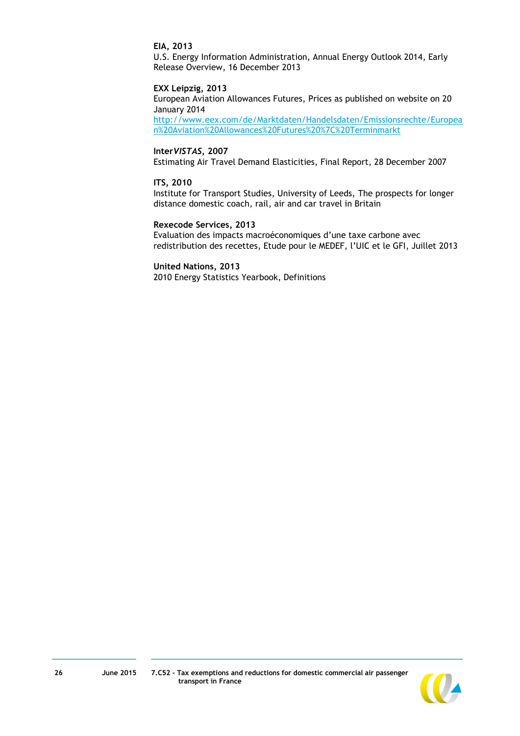**EIA, 2013**
U.S. Energy Information Administration, Annual Energy Outlook 2014, Early Release Overview, 16 December 2013

**EXX Leipzig, 2013**
European Aviation Allowances Futures, Prices as published on website on 20 January 2014
http://www.eex.com/de/Marktdaten/Handelsdaten/Emissionsrechte/European%20Aviation%20Allowances%20Futures%20%7C%20Terminmarkt

**Inter*VISTAS*, 2007**
Estimating Air Travel Demand Elasticities, Final Report, 28 December 2007

**ITS, 2010**
Institute for Transport Studies, University of Leeds, The prospects for longer distance domestic coach, rail, air and car travel in Britain

**Rexecode Services, 2013**
Evaluation des impacts macroéconomiques d'une taxe carbone avec redistribution des recettes, Etude pour le MEDEF, l'UIC et le GFI, Juillet 2013

**United Nations, 2013**
2010 Energy Statistics Yearbook, Definitions